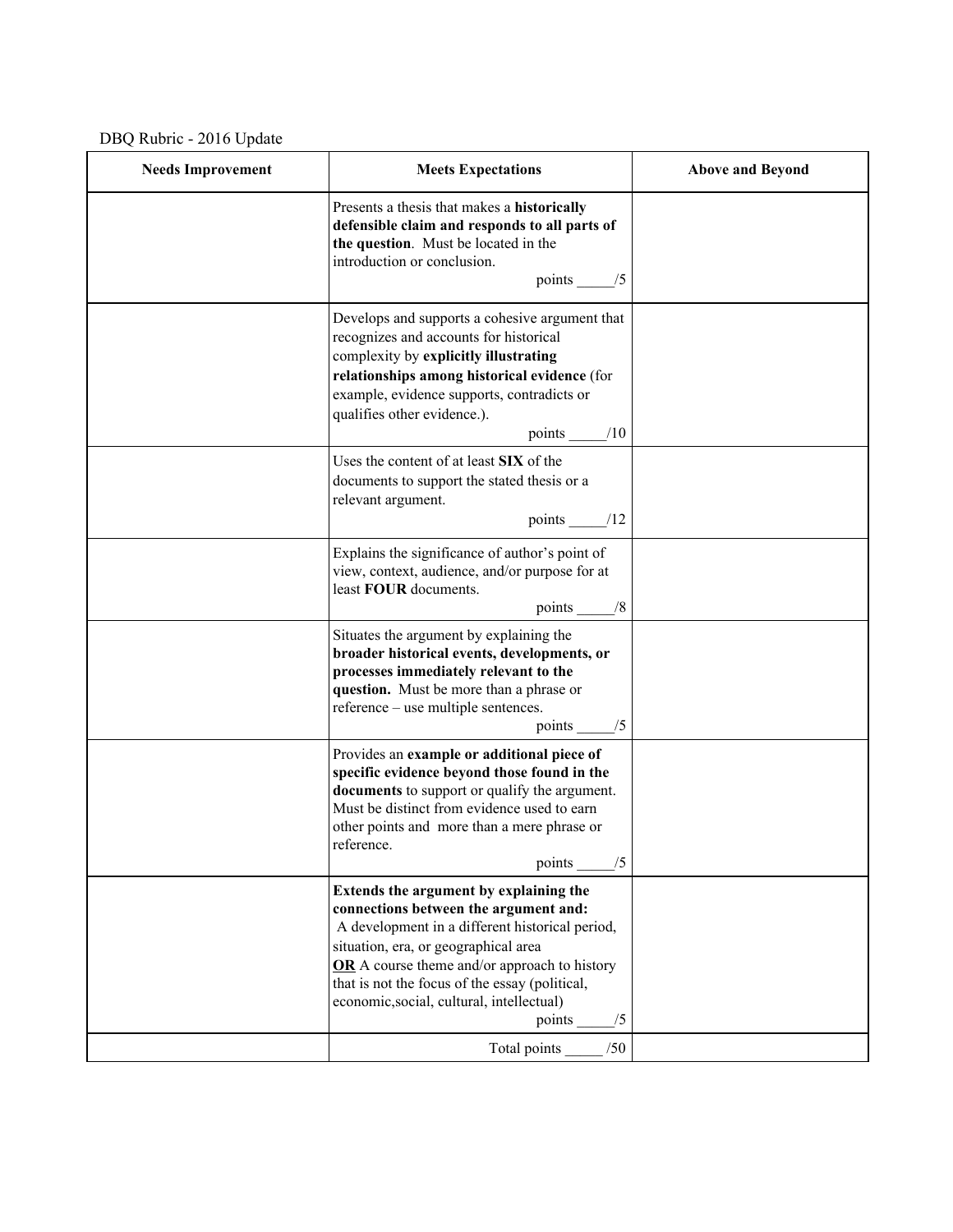DBQ Rubric - 2016 Update

| Needs Improvement | Meets Expectations | Above and Beyond |
| --- | --- | --- |
| | Presents a thesis that makes a **historically defensible claim and responds to all parts of the question**. Must be located in the introduction or conclusion. points _____/5 | |
| | Develops and supports a cohesive argument that recognizes and accounts for historical complexity by **explicitly illustrating relationships among historical evidence** (for example, evidence supports, contradicts or qualifies other evidence.). points _____/10 | |
| | Uses the content of at least **SIX** of the documents to support the stated thesis or a relevant argument. points _____/12 | |
| | Explains the significance of author's point of view, context, audience, and/or purpose for at least **FOUR** documents. points _____/8 | |
| | Situates the argument by explaining the **broader historical events, developments, or processes immediately relevant to the question.** Must be more than a phrase or reference – use multiple sentences. points _____/5 | |
| | Provides an **example or additional piece of specific evidence beyond those found in the documents** to support or qualify the argument. Must be distinct from evidence used to earn other points and more than a mere phrase or reference. points _____/5 | |
| | **Extends the argument by explaining the connections between the argument and:** A development in a different historical period, situation, era, or geographical area **OR** A course theme and/or approach to history that is not the focus of the essay (political, economic,social, cultural, intellectual) points _____/5 | |
| | Total points _____ /50 | |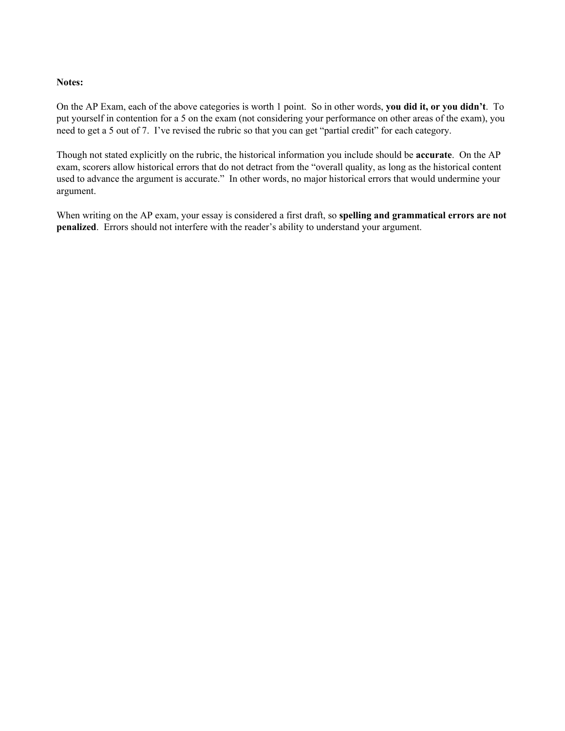**Notes:**

On the AP Exam, each of the above categories is worth 1 point. So in other words, **you did it, or you didn't**. To put yourself in contention for a 5 on the exam (not considering your performance on other areas of the exam), you need to get a 5 out of 7. I've revised the rubric so that you can get "partial credit" for each category.

Though not stated explicitly on the rubric, the historical information you include should be **accurate**. On the AP exam, scorers allow historical errors that do not detract from the "overall quality, as long as the historical content used to advance the argument is accurate." In other words, no major historical errors that would undermine your argument.

When writing on the AP exam, your essay is considered a first draft, so **spelling and grammatical errors are not penalized**. Errors should not interfere with the reader's ability to understand your argument.